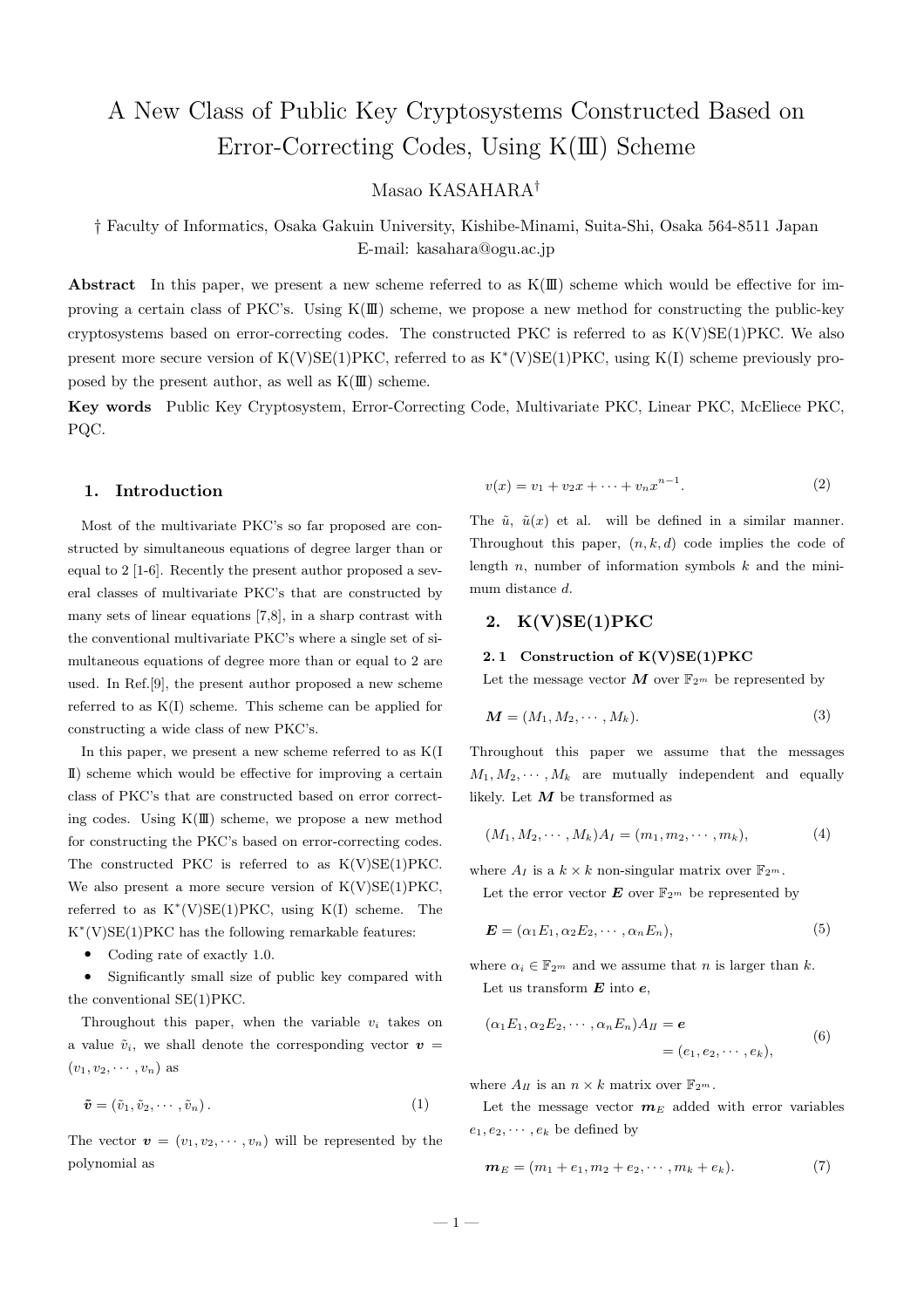# A New Class of Public Key Cryptosystems Constructed Based on Error-Correcting Codes, Using K(Ⅲ) Scheme

Masao KASAHARA†

† Faculty of Informatics, Osaka Gakuin University, Kishibe-Minami, Suita-Shi, Osaka 564-8511 Japan
E-mail: kasahara@ogu.ac.jp

**Abstract** In this paper, we present a new scheme referred to as K(Ⅲ) scheme which would be effective for improving a certain class of PKC's. Using K(Ⅲ) scheme, we propose a new method for constructing the public-key cryptosystems based on error-correcting codes. The constructed PKC is referred to as K(V)SE(1)PKC. We also present more secure version of K(V)SE(1)PKC, referred to as K*(V)SE(1)PKC, using K(I) scheme previously proposed by the present author, as well as K(Ⅲ) scheme.

**Key words** Public Key Cryptosystem, Error-Correcting Code, Multivariate PKC, Linear PKC, McEliece PKC, PQC.

## 1. Introduction

Most of the multivariate PKC's so far proposed are constructed by simultaneous equations of degree larger than or equal to 2 [1-6]. Recently the present author proposed a several classes of multivariate PKC's that are constructed by many sets of linear equations [7,8], in a sharp contrast with the conventional multivariate PKC's where a single set of simultaneous equations of degree more than or equal to 2 are used. In Ref.[9], the present author proposed a new scheme referred to as K(I) scheme. This scheme can be applied for constructing a wide class of new PKC's.

In this paper, we present a new scheme referred to as K(Ⅲ) scheme which would be effective for improving a certain class of PKC's that are constructed based on error correcting codes. Using K(Ⅲ) scheme, we propose a new method for constructing the PKC's based on error-correcting codes. The constructed PKC is referred to as K(V)SE(1)PKC. We also present a more secure version of K(V)SE(1)PKC, referred to as K*(V)SE(1)PKC, using K(I) scheme. The K*(V)SE(1)PKC has the following remarkable features:

- Coding rate of exactly 1.0.
- Significantly small size of public key compared with the conventional SE(1)PKC.

Throughout this paper, when the variable $v_i$ takes on a value $\tilde{v}_i$, we shall denote the corresponding vector $\boldsymbol{v} = (v_1, v_2, \cdots, v_n)$ as

$$\tilde{\boldsymbol{v}} = (\tilde{v}_1, \tilde{v}_2, \cdots, \tilde{v}_n). \tag{1}$$

The vector $\boldsymbol{v} = (v_1, v_2, \cdots, v_n)$ will be represented by the polynomial as

$$v(x) = v_1 + v_2 x + \cdots + v_n x^{n-1}. \tag{2}$$

The $\tilde{u}$, $\tilde{u}(x)$ et al. will be defined in a similar manner. Throughout this paper, $(n, k, d)$ code implies the code of length $n$, number of information symbols $k$ and the minimum distance $d$.

## 2. K(V)SE(1)PKC

### 2.1 Construction of K(V)SE(1)PKC

Let the message vector $\boldsymbol{M}$ over $\mathbb{F}_{2^m}$ be represented by

$$\boldsymbol{M} = (M_1, M_2, \cdots, M_k). \tag{3}$$

Throughout this paper we assume that the messages $M_1, M_2, \cdots, M_k$ are mutually independent and equally likely. Let $\boldsymbol{M}$ be transformed as

$$(M_1, M_2, \cdots, M_k)A_I = (m_1, m_2, \cdots, m_k), \tag{4}$$

where $A_I$ is a $k \times k$ non-singular matrix over $\mathbb{F}_{2^m}$.

Let the error vector $\boldsymbol{E}$ over $\mathbb{F}_{2^m}$ be represented by

$$\boldsymbol{E} = (\alpha_1 E_1, \alpha_2 E_2, \cdots, \alpha_n E_n), \tag{5}$$

where $\alpha_i \in \mathbb{F}_{2^m}$ and we assume that $n$ is larger than $k$.

Let us transform $\boldsymbol{E}$ into $\boldsymbol{e}$,

$$\begin{aligned}(\alpha_1 E_1, \alpha_2 E_2, \cdots, \alpha_n E_n)A_{II} &= \boldsymbol{e} \\ &= (e_1, e_2, \cdots, e_k),\end{aligned} \tag{6}$$

where $A_{II}$ is an $n \times k$ matrix over $\mathbb{F}_{2^m}$.

Let the message vector $\boldsymbol{m}_E$ added with error variables $e_1, e_2, \cdots, e_k$ be defined by

$$\boldsymbol{m}_E = (m_1 + e_1, m_2 + e_2, \cdots, m_k + e_k). \tag{7}$$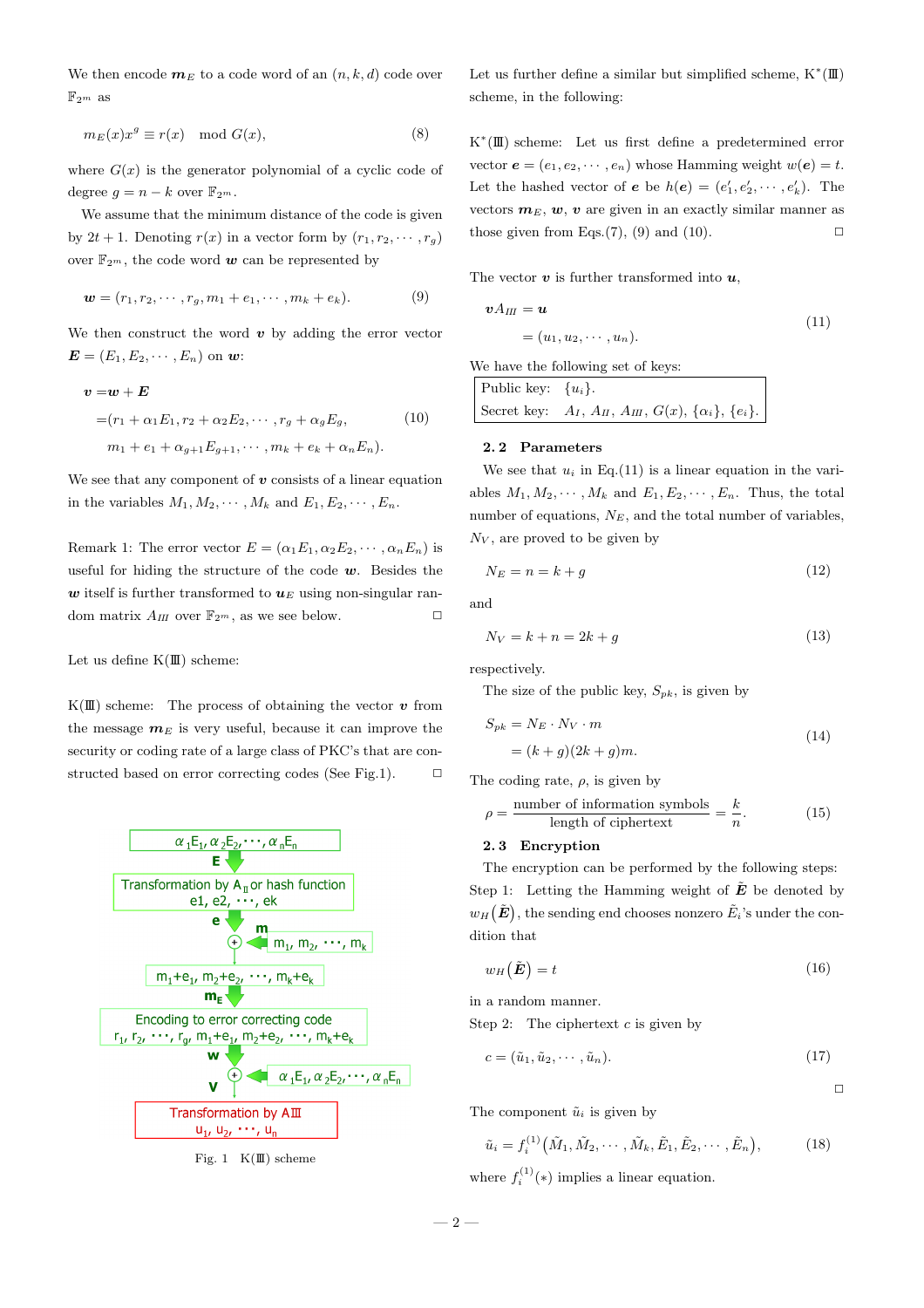We then encode $\boldsymbol{m}_E$ to a code word of an $(n, k, d)$ code over $\mathbb{F}_{2^m}$ as

$$m_E(x)x^g \equiv r(x) \mod G(x), \tag{8}$$

where $G(x)$ is the generator polynomial of a cyclic code of degree $g = n - k$ over $\mathbb{F}_{2^m}$.

We assume that the minimum distance of the code is given by $2t+1$. Denoting $r(x)$ in a vector form by $(r_1, r_2, \cdots, r_g)$ over $\mathbb{F}_{2^m}$, the code word $\boldsymbol{w}$ can be represented by

$$\boldsymbol{w} = (r_1, r_2, \cdots, r_g, m_1 + e_1, \cdots, m_k + e_k). \tag{9}$$

We then construct the word $\boldsymbol{v}$ by adding the error vector $\boldsymbol{E} = (E_1, E_2, \cdots, E_n)$ on $\boldsymbol{w}$:

$$\begin{aligned}\boldsymbol{v} =& \boldsymbol{w} + \boldsymbol{E} \\ =&(r_1 + \alpha_1 E_1, r_2 + \alpha_2 E_2, \cdots, r_g + \alpha_g E_g, \\ & m_1 + e_1 + \alpha_{g+1}E_{g+1}, \cdots, m_k + e_k + \alpha_n E_n).\end{aligned} \tag{10}$$

We see that any component of $\boldsymbol{v}$ consists of a linear equation in the variables $M_1, M_2, \cdots, M_k$ and $E_1, E_2, \cdots, E_n$.

Remark 1: The error vector $E = (\alpha_1 E_1, \alpha_2 E_2, \cdots, \alpha_n E_n)$ is useful for hiding the structure of the code $\boldsymbol{w}$. Besides the $\boldsymbol{w}$ itself is further transformed to $\boldsymbol{u}_E$ using non-singular random matrix $A_{III}$ over $\mathbb{F}_{2^m}$, as we see below. □

Let us define K(Ⅲ) scheme:

K(Ⅲ) scheme: The process of obtaining the vector $\boldsymbol{v}$ from the message $\boldsymbol{m}_E$ is very useful, because it can improve the security or coding rate of a large class of PKC's that are constructed based on error correcting codes (See Fig.1). □

Fig. 1 K(Ⅲ) scheme

Let us further define a similar but simplified scheme, K*(Ⅲ) scheme, in the following:

K*(Ⅲ) scheme: Let us first define a predetermined error vector $\boldsymbol{e} = (e_1, e_2, \cdots, e_n)$ whose Hamming weight $w(\boldsymbol{e}) = t$. Let the hashed vector of $\boldsymbol{e}$ be $h(\boldsymbol{e}) = (e_1', e_2', \cdots, e_k')$. The vectors $\boldsymbol{m}_E$, $\boldsymbol{w}$, $\boldsymbol{v}$ are given in an exactly similar manner as those given from Eqs.(7), (9) and (10). □

The vector $\boldsymbol{v}$ is further transformed into $\boldsymbol{u}$,

$$\begin{aligned}\boldsymbol{v}A_{III} &= \boldsymbol{u} \\ &= (u_1, u_2, \cdots, u_n).\end{aligned} \tag{11}$$

We have the following set of keys:

| | |
|---|---|
| Public key: | $\{u_i\}$. |
| Secret key: | $A_I$, $A_{II}$, $A_{III}$, $G(x)$, $\{\alpha_i\}$, $\{e_i\}$. |

## 2.2 Parameters

We see that $u_i$ in Eq.(11) is a linear equation in the variables $M_1, M_2, \cdots, M_k$ and $E_1, E_2, \cdots, E_n$. Thus, the total number of equations, $N_E$, and the total number of variables, $N_V$, are proved to be given by

$$N_E = n = k + g \tag{12}$$

and

$$N_V = k + n = 2k + g \tag{13}$$

respectively.

The size of the public key, $S_{pk}$, is given by

$$\begin{aligned}S_{pk} &= N_E \cdot N_V \cdot m \\ &= (k+g)(2k+g)m.\end{aligned} \tag{14}$$

The coding rate, $\rho$, is given by

$$\rho = \frac{\text{number of information symbols}}{\text{length of ciphertext}} = \frac{k}{n}. \tag{15}$$

## 2.3 Encryption

The encryption can be performed by the following steps:

Step 1: Letting the Hamming weight of $\tilde{\boldsymbol{E}}$ be denoted by $w_H(\tilde{\boldsymbol{E}})$, the sending end chooses nonzero $\tilde{E}_i$'s under the condition that

$$w_H(\tilde{\boldsymbol{E}}) = t \tag{16}$$

in a random manner.

Step 2: The ciphertext $c$ is given by

$$c = (\tilde{u}_1, \tilde{u}_2, \cdots, \tilde{u}_n). \tag{17}$$

□

The component $\tilde{u}_i$ is given by

$$\tilde{u}_i = f_i^{(1)}(\tilde{M}_1, \tilde{M}_2, \cdots, \tilde{M}_k, \tilde{E}_1, \tilde{E}_2, \cdots, \tilde{E}_n), \tag{18}$$

where $f_i^{(1)}(*)$ implies a linear equation.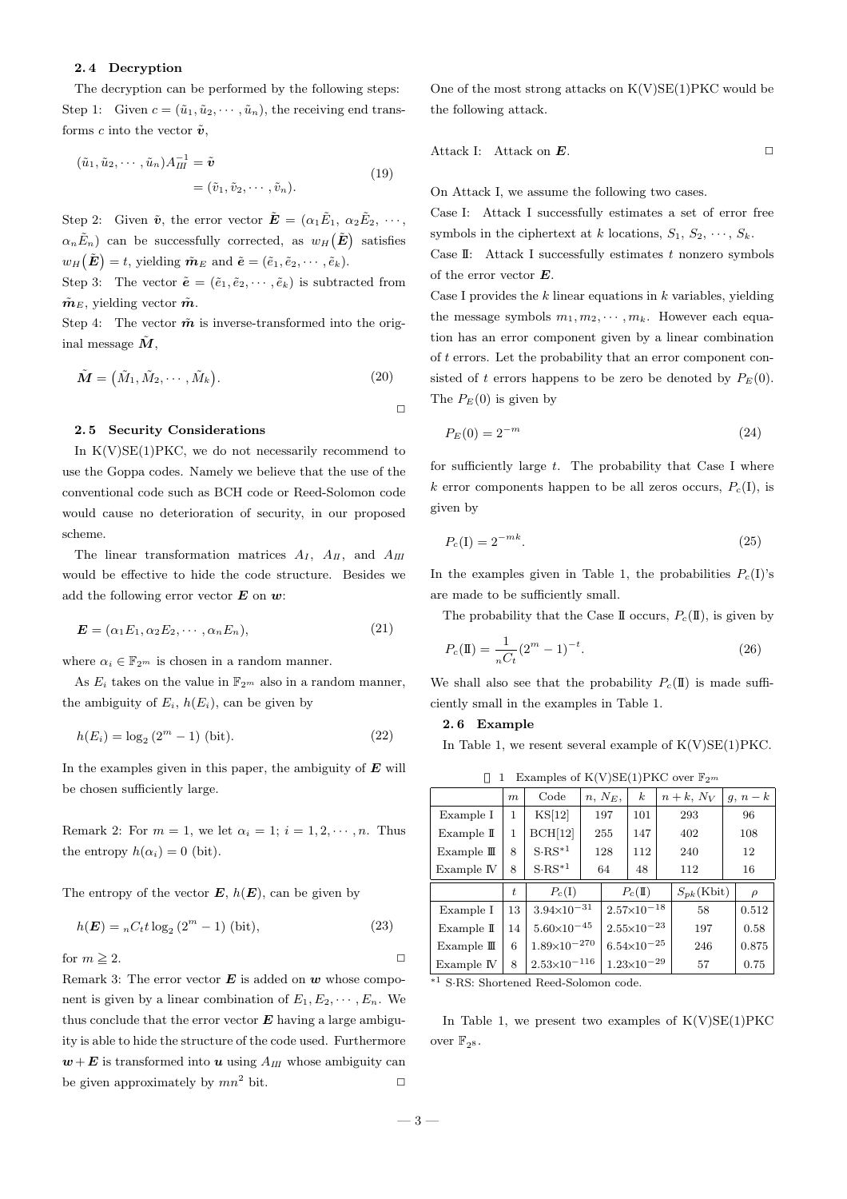### 2.4 Decryption

The decryption can be performed by the following steps:

Step 1: Given $c = (\tilde{u}_1, \tilde{u}_2, \cdots, \tilde{u}_n)$, the receiving end transforms $c$ into the vector $\tilde{\boldsymbol{v}}$,

$$
\begin{aligned}
(\tilde{u}_1, \tilde{u}_2, \cdots, \tilde{u}_n) A_{III}^{-1} &= \tilde{\boldsymbol{v}} \\
&= (\tilde{v}_1, \tilde{v}_2, \cdots, \tilde{v}_n).
\end{aligned}
\tag{19}
$$

Step 2: Given $\tilde{\boldsymbol{v}}$, the error vector $\tilde{\boldsymbol{E}} = (\alpha_1 \tilde{E}_1, \alpha_2 \tilde{E}_2, \cdots, \alpha_n \tilde{E}_n)$ can be successfully corrected, as $w_H(\tilde{\boldsymbol{E}})$ satisfies $w_H(\tilde{\boldsymbol{E}}) = t$, yielding $\tilde{\boldsymbol{m}}_E$ and $\tilde{\boldsymbol{e}} = (\tilde{e}_1, \tilde{e}_2, \cdots, \tilde{e}_k)$.

Step 3: The vector $\tilde{\boldsymbol{e}} = (\tilde{e}_1, \tilde{e}_2, \cdots, \tilde{e}_k)$ is subtracted from $\tilde{\boldsymbol{m}}_E$, yielding vector $\tilde{\boldsymbol{m}}$.

Step 4: The vector $\tilde{\boldsymbol{m}}$ is inverse-transformed into the original message $\tilde{\boldsymbol{M}}$,

$$
\tilde{\boldsymbol{M}} = (\tilde{M}_1, \tilde{M}_2, \cdots, \tilde{M}_k). \tag{20}
$$

□

### 2.5 Security Considerations

In K(V)SE(1)PKC, we do not necessarily recommend to use the Goppa codes. Namely we believe that the use of the conventional code such as BCH code or Reed-Solomon code would cause no deterioration of security, in our proposed scheme.

The linear transformation matrices $A_I$, $A_{II}$, and $A_{III}$ would be effective to hide the code structure. Besides we add the following error vector $\boldsymbol{E}$ on $\boldsymbol{w}$:

$$
\boldsymbol{E} = (\alpha_1 E_1, \alpha_2 E_2, \cdots, \alpha_n E_n), \tag{21}
$$

where $\alpha_i \in \mathbb{F}_{2^m}$ is chosen in a random manner.

As $E_i$ takes on the value in $\mathbb{F}_{2^m}$ also in a random manner, the ambiguity of $E_i$, $h(E_i)$, can be given by

$$
h(E_i) = \log_2 (2^m - 1) \text{ (bit)}. \tag{22}
$$

In the examples given in this paper, the ambiguity of $\boldsymbol{E}$ will be chosen sufficiently large.

Remark 2: For $m = 1$, we let $\alpha_i = 1$; $i = 1, 2, \cdots, n$. Thus the entropy $h(\alpha_i) = 0$ (bit).

The entropy of the vector $\boldsymbol{E}$, $h(\boldsymbol{E})$, can be given by

$$
h(\boldsymbol{E}) = {}_nC_t t \log_2 (2^m - 1) \text{ (bit)}, \tag{23}
$$

for $m \geqq 2$. □

Remark 3: The error vector $\boldsymbol{E}$ is added on $\boldsymbol{w}$ whose component is given by a linear combination of $E_1, E_2, \cdots, E_n$. We thus conclude that the error vector $\boldsymbol{E}$ having a large ambiguity is able to hide the structure of the code used. Furthermore $\boldsymbol{w} + \boldsymbol{E}$ is transformed into $\boldsymbol{u}$ using $A_{III}$ whose ambiguity can be given approximately by $mn^2$ bit. □

One of the most strong attacks on K(V)SE(1)PKC would be the following attack.

Attack I: Attack on $\boldsymbol{E}$. □

On Attack I, we assume the following two cases.

Case I: Attack I successfully estimates a set of error free symbols in the ciphertext at $k$ locations, $S_1, S_2, \cdots, S_k$.

Case II: Attack I successfully estimates $t$ nonzero symbols of the error vector $\boldsymbol{E}$.

Case I provides the $k$ linear equations in $k$ variables, yielding the message symbols $m_1, m_2, \cdots, m_k$. However each equation has an error component given by a linear combination of $t$ errors. Let the probability that an error component consisted of $t$ errors happens to be zero be denoted by $P_E(0)$. The $P_E(0)$ is given by

$$
P_E(0) = 2^{-m} \tag{24}
$$

for sufficiently large $t$. The probability that Case I where $k$ error components happen to be all zeros occurs, $P_c(\text{I})$, is given by

$$
P_c(\text{I}) = 2^{-mk}. \tag{25}
$$

In the examples given in Table 1, the probabilities $P_c(\text{I})$'s are made to be sufficiently small.

The probability that the Case II occurs, $P_c(\text{II})$, is given by

$$
P_c(\text{II}) = \frac{1}{{}_nC_t} (2^m - 1)^{-t}. \tag{26}
$$

We shall also see that the probability $P_c(\text{II})$ is made sufficiently small in the examples in Table 1.

### 2.6 Example

In Table 1, we resent several example of K(V)SE(1)PKC.

表 1 Examples of K(V)SE(1)PKC over $\mathbb{F}_{2^m}$

| | $m$ | Code | $n$, $N_E$, | $k$ | $n+k$, $N_V$ | $g$, $n-k$ |
|---|---|---|---|---|---|---|
| Example I | 1 | KS[12] | 197 | 101 | 293 | 96 |
| Example II | 1 | BCH[12] | 255 | 147 | 402 | 108 |
| Example III | 8 | S·RS[*1] | 128 | 112 | 240 | 12 |
| Example IV | 8 | S·RS[*1] | 64 | 48 | 112 | 16 |

| | $t$ | $P_c(\text{I})$ | $P_c(\text{II})$ | $S_{pk}$(Kbit) | $\rho$ |
|---|---|---|---|---|---|
| Example I | 13 | $3.94{\times}10^{-31}$ | $2.57{\times}10^{-18}$ | 58 | 0.512 |
| Example II | 14 | $5.60{\times}10^{-45}$ | $2.55{\times}10^{-23}$ | 197 | 0.58 |
| Example III | 6 | $1.89{\times}10^{-270}$ | $6.54{\times}10^{-25}$ | 246 | 0.875 |
| Example IV | 8 | $2.53{\times}10^{-116}$ | $1.23{\times}10^{-29}$ | 57 | 0.75 |

[*1] S·RS: Shortened Reed-Solomon code.

In Table 1, we present two examples of K(V)SE(1)PKC over $\mathbb{F}_{2^8}$.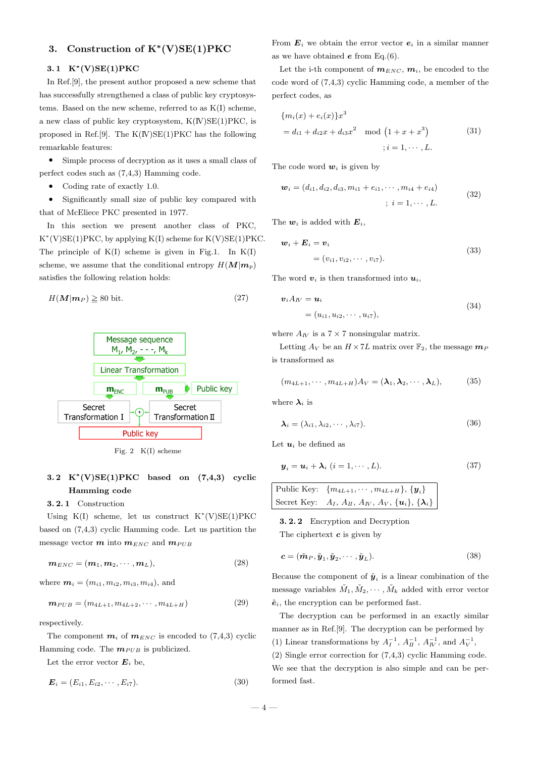## 3. Construction of K*(V)SE(1)PKC

### 3.1 K*(V)SE(1)PKC

In Ref.[9], the present author proposed a new scheme that has successfully strengthened a class of public key cryptosystems. Based on the new scheme, referred to as K(I) scheme, a new class of public key cryptosystem, K(IV)SE(1)PKC, is proposed in Ref.[9]. The K(IV)SE(1)PKC has the following remarkable features:

- Simple process of decryption as it uses a small class of perfect codes such as (7,4,3) Hamming code.
- Coding rate of exactly 1.0.
- Significantly small size of public key compared with that of McEliece PKC presented in 1977.

In this section we present another class of PKC, K*(V)SE(1)PKC, by applying K(I) scheme for K(V)SE(1)PKC. The principle of K(I) scheme is given in Fig.1. In K(I) scheme, we assume that the conditional entropy $H(\boldsymbol{M}|\boldsymbol{m}_p)$ satisfies the following relation holds:

$$H(\boldsymbol{M}|\boldsymbol{m}_P) \geqq 80 \text{ bit.} \tag{27}$$

Message sequence $M_1, M_2, \cdots, M_k$ → Linear Transformation → $\mathbf{m}_{ENC}$, $\mathbf{m}_{PUB}$ → Public key; Secret Transformation I, Secret Transformation II → Public key

Fig. 2 K(I) scheme

### 3.2 K*(V)SE(1)PKC based on (7,4,3) cyclic Hamming code

#### 3.2.1 Construction

Using K(I) scheme, let us construct K*(V)SE(1)PKC based on (7,4,3) cyclic Hamming code. Let us partition the message vector $\boldsymbol{m}$ into $\boldsymbol{m}_{ENC}$ and $\boldsymbol{m}_{PUB}$

$$\boldsymbol{m}_{ENC} = (\boldsymbol{m}_1, \boldsymbol{m}_2, \cdots, \boldsymbol{m}_L), \tag{28}$$

where $\boldsymbol{m}_i = (m_{i1}, m_{i2}, m_{i3}, m_{i4})$, and

$$\boldsymbol{m}_{PUB} = (m_{4L+1}, m_{4L+2}, \cdots, m_{4L+H}) \tag{29}$$

respectively.

The component $\boldsymbol{m}_i$ of $\boldsymbol{m}_{ENC}$ is encoded to (7,4,3) cyclic Hamming code. The $\boldsymbol{m}_{PUB}$ is publicized.

Let the error vector $\boldsymbol{E}_i$ be,

$$\boldsymbol{E}_i = (E_{i1}, E_{i2}, \cdots, E_{i7}). \tag{30}$$

From $\boldsymbol{E}_i$ we obtain the error vector $\boldsymbol{e}_i$ in a similar manner as we have obtained $\boldsymbol{e}$ from Eq.(6).

Let the i-th component of $\boldsymbol{m}_{ENC}$, $\boldsymbol{m}_i$, be encoded to the code word of (7,4,3) cyclic Hamming code, a member of the perfect codes, as

$$\begin{aligned} &\{m_i(x) + e_i(x)\}x^3 \\ &= d_{i1} + d_{i2}x + d_{i3}x^2 \mod (1 + x + x^3) \\ &\qquad ; i = 1, \cdots, L. \end{aligned} \tag{31}$$

The code word $\boldsymbol{w}_i$ is given by

$$\boldsymbol{w}_i = (d_{i1}, d_{i2}, d_{i3}, m_{i1} + e_{i1}, \cdots, m_{i4} + e_{i4}) \quad ; i = 1, \cdots, L. \tag{32}$$

The $\boldsymbol{w}_i$ is added with $\boldsymbol{E}_i$,

$$\begin{aligned} \boldsymbol{w}_i + \boldsymbol{E}_i &= \boldsymbol{v}_i \\ &= (v_{i1}, v_{i2}, \cdots, v_{i7}). \end{aligned} \tag{33}$$

The word $\boldsymbol{v}_i$ is then transformed into $\boldsymbol{u}_i$,

$$\begin{aligned} \boldsymbol{v}_i A_{IV} &= \boldsymbol{u}_i \\ &= (u_{i1}, u_{i2}, \cdots, u_{i7}), \end{aligned} \tag{34}$$

where $A_{IV}$ is a $7 \times 7$ nonsingular matrix.

Letting $A_V$ be an $H \times 7L$ matrix over $\mathbb{F}_2$, the message $\boldsymbol{m}_P$ is transformed as

$$(m_{4L+1}, \cdots, m_{4L+H})A_V = (\boldsymbol{\lambda}_1, \boldsymbol{\lambda}_2, \cdots, \boldsymbol{\lambda}_L), \tag{35}$$

where $\boldsymbol{\lambda}_i$ is

$$\boldsymbol{\lambda}_i = (\lambda_{i1}, \lambda_{i2}, \cdots, \lambda_{i7}). \tag{36}$$

Let $\boldsymbol{u}_i$ be defined as

$$\boldsymbol{y}_i = \boldsymbol{u}_i + \boldsymbol{\lambda}_i \ (i = 1, \cdots, L). \tag{37}$$

| Public Key: | $\{m_{4L+1}, \cdots, m_{4L+H}\}$, $\{\boldsymbol{y}_i\}$ |
|---|---|
| Secret Key: | $A_I$, $A_{II}$, $A_{IV}$, $A_V$, $\{\boldsymbol{u}_i\}$, $\{\boldsymbol{\lambda}_i\}$ |

#### 3.2.2 Encryption and Decryption

The ciphertext $\boldsymbol{c}$ is given by

$$\boldsymbol{c} = (\tilde{\boldsymbol{m}}_P, \tilde{\boldsymbol{y}}_1, \tilde{\boldsymbol{y}}_2, \cdots, \tilde{\boldsymbol{y}}_L). \tag{38}$$

Because the component of $\tilde{\boldsymbol{y}}_i$ is a linear combination of the message variables $\tilde{M}_1, \tilde{M}_2, \cdots, \tilde{M}_k$ added with error vector $\tilde{\boldsymbol{e}}_i$, the encryption can be performed fast.

The decryption can be performed in an exactly similar manner as in Ref.[9]. The decryption can be performed by (1) Linear transformations by $A_I^{-1}$, $A_{II}^{-1}$, $A_{IV}^{-1}$, and $A_V^{-1}$, (2) Single error correction for (7,4,3) cyclic Hamming code. We see that the decryption is also simple and can be performed fast.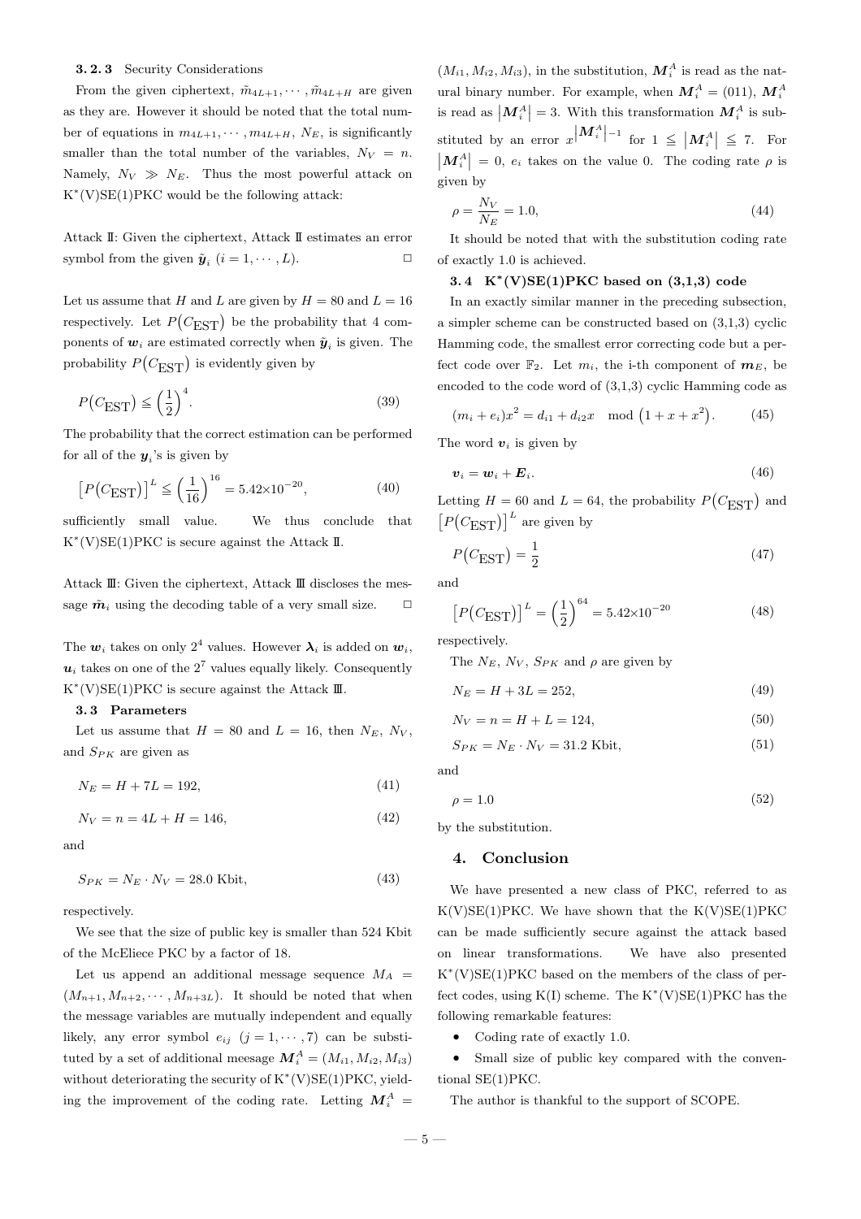### 3.2.3 Security Considerations

From the given ciphertext, $\tilde{m}_{4L+1}, \cdots, \tilde{m}_{4L+H}$ are given as they are. However it should be noted that the total number of equations in $m_{4L+1}, \cdots, m_{4L+H}$, $N_E$, is significantly smaller than the total number of the variables, $N_V = n$. Namely, $N_V \gg N_E$. Thus the most powerful attack on K*(V)SE(1)PKC would be the following attack:

Attack Ⅱ: Given the ciphertext, Attack Ⅱ estimates an error symbol from the given $\tilde{\boldsymbol{y}}_i$ $(i = 1, \cdots, L)$. □

Let us assume that $H$ and $L$ are given by $H = 80$ and $L = 16$ respectively. Let $P(C_{\text{EST}})$ be the probability that 4 components of $\boldsymbol{w}_i$ are estimated correctly when $\tilde{\boldsymbol{y}}_i$ is given. The probability $P(C_{\text{EST}})$ is evidently given by

$$P(C_{\text{EST}}) \leqq \left(\frac{1}{2}\right)^4. \tag{39}$$

The probability that the correct estimation can be performed for all of the $\boldsymbol{y}_i$'s is given by

$$\left[P(C_{\text{EST}})\right]^L \leqq \left(\frac{1}{16}\right)^{16} = 5.42 \times 10^{-20}, \tag{40}$$

sufficiently small value. We thus conclude that K*(V)SE(1)PKC is secure against the Attack Ⅱ.

Attack Ⅲ: Given the ciphertext, Attack Ⅲ discloses the message $\tilde{\boldsymbol{m}}_i$ using the decoding table of a very small size. □

The $\boldsymbol{w}_i$ takes on only $2^4$ values. However $\boldsymbol{\lambda}_i$ is added on $\boldsymbol{w}_i$, $\boldsymbol{u}_i$ takes on one of the $2^7$ values equally likely. Consequently K*(V)SE(1)PKC is secure against the Attack Ⅲ.

### 3.3 Parameters

Let us assume that $H = 80$ and $L = 16$, then $N_E$, $N_V$, and $S_{PK}$ are given as

$$N_E = H + 7L = 192, \tag{41}$$

$$N_V = n = 4L + H = 146, \tag{42}$$

and

$$S_{PK} = N_E \cdot N_V = 28.0 \text{ Kbit}, \tag{43}$$

respectively.

We see that the size of public key is smaller than 524 Kbit of the McEliece PKC by a factor of 18.

Let us append an additional message sequence $M_A = (M_{n+1}, M_{n+2}, \cdots, M_{n+3L})$. It should be noted that when the message variables are mutually independent and equally likely, any error symbol $e_{ij}$ $(j = 1, \cdots, 7)$ can be substituted by a set of additional meesage $\boldsymbol{M}_i^A = (M_{i1}, M_{i2}, M_{i3})$ without deteriorating the security of K*(V)SE(1)PKC, yielding the improvement of the coding rate. Letting $\boldsymbol{M}_i^A = (M_{i1}, M_{i2}, M_{i3})$, in the substitution, $\boldsymbol{M}_i^A$ is read as the natural binary number. For example, when $\boldsymbol{M}_i^A = (011)$, $\boldsymbol{M}_i^A$ is read as $\left|\boldsymbol{M}_i^A\right| = 3$. With this transformation $\boldsymbol{M}_i^A$ is substituted by an error $x^{\left|\boldsymbol{M}_i^A\right|-1}$ for $1 \leqq \left|\boldsymbol{M}_i^A\right| \leqq 7$. For $\left|\boldsymbol{M}_i^A\right| = 0$, $e_i$ takes on the value 0. The coding rate $\rho$ is given by

$$\rho = \frac{N_V}{N_E} = 1.0, \tag{44}$$

It should be noted that with the substitution coding rate of exactly 1.0 is achieved.

### 3.4 K*(V)SE(1)PKC based on (3,1,3) code

In an exactly similar manner in the preceding subsection, a simpler scheme can be constructed based on (3,1,3) cyclic Hamming code, the smallest error correcting code but a perfect code over $\mathbb{F}_2$. Let $m_i$, the i-th component of $\boldsymbol{m}_E$, be encoded to the code word of (3,1,3) cyclic Hamming code as

$$(m_i + e_i)x^2 = d_{i1} + d_{i2}x \mod \left(1 + x + x^2\right). \tag{45}$$

The word $\boldsymbol{v}_i$ is given by

$$\boldsymbol{v}_i = \boldsymbol{w}_i + \boldsymbol{E}_i. \tag{46}$$

Letting $H = 60$ and $L = 64$, the probability $P(C_{\text{EST}})$ and $\left[P(C_{\text{EST}})\right]^L$ are given by

$$P(C_{\text{EST}}) = \frac{1}{2} \tag{47}$$

and

$$\left[P(C_{\text{EST}})\right]^L = \left(\frac{1}{2}\right)^{64} = 5.42 \times 10^{-20} \tag{48}$$

respectively.

The $N_E$, $N_V$, $S_{PK}$ and $\rho$ are given by

$$N_E = H + 3L = 252, \tag{49}$$

$$N_V = n = H + L = 124, \tag{50}$$

$$S_{PK} = N_E \cdot N_V = 31.2 \text{ Kbit}, \tag{51}$$

and

$$\rho = 1.0 \tag{52}$$

by the substitution.

## 4. Conclusion

We have presented a new class of PKC, referred to as K(V)SE(1)PKC. We have shown that the K(V)SE(1)PKC can be made sufficiently secure against the attack based on linear transformations. We have also presented K*(V)SE(1)PKC based on the members of the class of perfect codes, using K(I) scheme. The K*(V)SE(1)PKC has the following remarkable features:

- Coding rate of exactly 1.0.
- Small size of public key compared with the conventional SE(1)PKC.

The author is thankful to the support of SCOPE.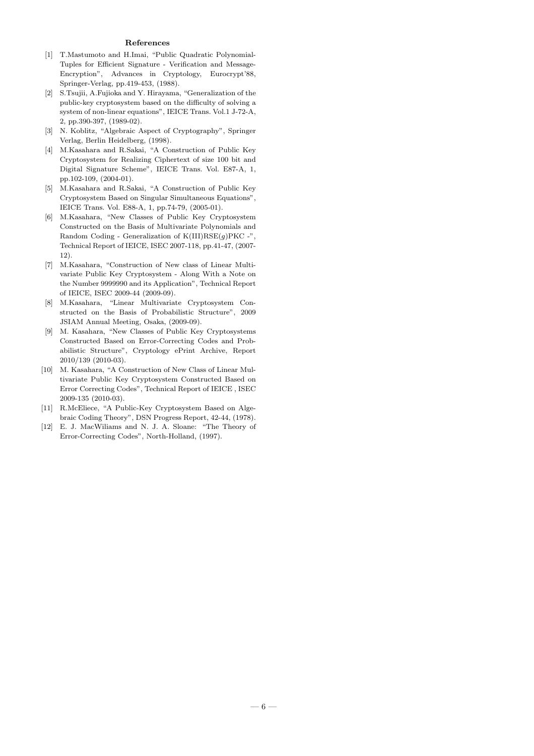## References

[1] T.Mastumoto and H.Imai, "Public Quadratic Polynomial-Tuples for Efficient Signature - Verification and Message-Encryption", Advances in Cryptology, Eurocrypt'88, Springer-Verlag, pp.419-453, (1988).

[2] S.Tsujii, A.Fujioka and Y. Hirayama, "Generalization of the public-key cryptosystem based on the difficulty of solving a system of non-linear equations", IEICE Trans. Vol.1 J-72-A, 2, pp.390-397, (1989-02).

[3] N. Koblitz, "Algebraic Aspect of Cryptography", Springer Verlag, Berlin Heidelberg, (1998).

[4] M.Kasahara and R.Sakai, "A Construction of Public Key Cryptosystem for Realizing Ciphertext of size 100 bit and Digital Signature Scheme", IEICE Trans. Vol. E87-A, 1, pp.102-109, (2004-01).

[5] M.Kasahara and R.Sakai, "A Construction of Public Key Cryptosystem Based on Singular Simultaneous Equations", IEICE Trans. Vol. E88-A, 1, pp.74-79, (2005-01).

[6] M.Kasahara, "New Classes of Public Key Cryptosystem Constructed on the Basis of Multivariate Polynomials and Random Coding - Generalization of K(III)RSE($g$)PKC -", Technical Report of IEICE, ISEC 2007-118, pp.41-47, (2007-12).

[7] M.Kasahara, "Construction of New class of Linear Multivariate Public Key Cryptosystem - Along With a Note on the Number 9999990 and its Application", Technical Report of IEICE, ISEC 2009-44 (2009-09).

[8] M.Kasahara, "Linear Multivariate Cryptosystem Constructed on the Basis of Probabilistic Structure", 2009 JSIAM Annual Meeting, Osaka, (2009-09).

[9] M. Kasahara, "New Classes of Public Key Cryptosystems Constructed Based on Error-Correcting Codes and Probabilistic Structure", Cryptology ePrint Archive, Report 2010/139 (2010-03).

[10] M. Kasahara, "A Construction of New Class of Linear Multivariate Public Key Cryptosystem Constructed Based on Error Correcting Codes", Technical Report of IEICE , ISEC 2009-135 (2010-03).

[11] R.McEliece, "A Public-Key Cryptosystem Based on Algebraic Coding Theory", DSN Progress Report, 42-44, (1978).

[12] E. J. MacWiliams and N. J. A. Sloane: "The Theory of Error-Correcting Codes", North-Holland, (1997).